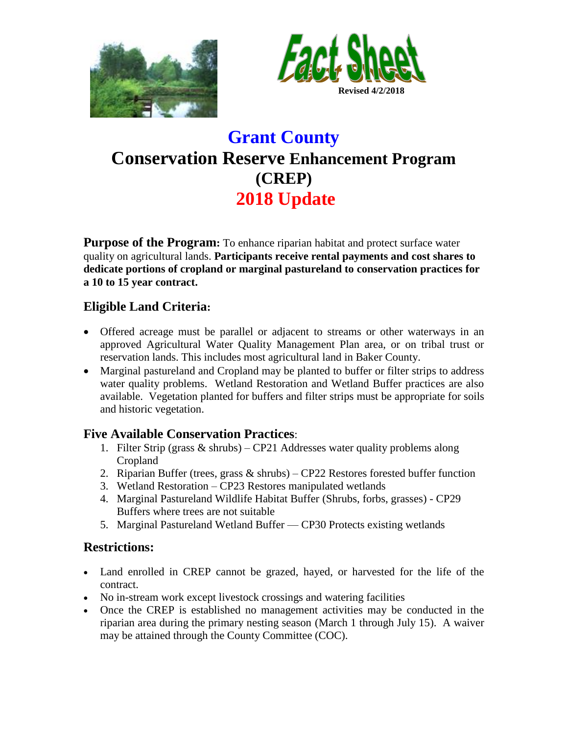Fact Sheet

Revised 4/2/2018

# Grant County
# Conservation Reserve Enhancement Program (CREP)
# 2018 Update

**Purpose of the Program:** To enhance riparian habitat and protect surface water quality on agricultural lands. **Participants receive rental payments and cost shares to dedicate portions of cropland or marginal pastureland to conservation practices for a 10 to 15 year contract.**

## Eligible Land Criteria:

- Offered acreage must be parallel or adjacent to streams or other waterways in an approved Agricultural Water Quality Management Plan area, or on tribal trust or reservation lands. This includes most agricultural land in Baker County.
- Marginal pastureland and Cropland may be planted to buffer or filter strips to address water quality problems. Wetland Restoration and Wetland Buffer practices are also available. Vegetation planted for buffers and filter strips must be appropriate for soils and historic vegetation.

## Five Available Conservation Practices:

1. Filter Strip (grass & shrubs) – CP21 Addresses water quality problems along Cropland
2. Riparian Buffer (trees, grass & shrubs) – CP22 Restores forested buffer function
3. Wetland Restoration – CP23 Restores manipulated wetlands
4. Marginal Pastureland Wildlife Habitat Buffer (Shrubs, forbs, grasses) - CP29 Buffers where trees are not suitable
5. Marginal Pastureland Wetland Buffer — CP30 Protects existing wetlands

## Restrictions:

- Land enrolled in CREP cannot be grazed, hayed, or harvested for the life of the contract.
- No in-stream work except livestock crossings and watering facilities
- Once the CREP is established no management activities may be conducted in the riparian area during the primary nesting season (March 1 through July 15). A waiver may be attained through the County Committee (COC).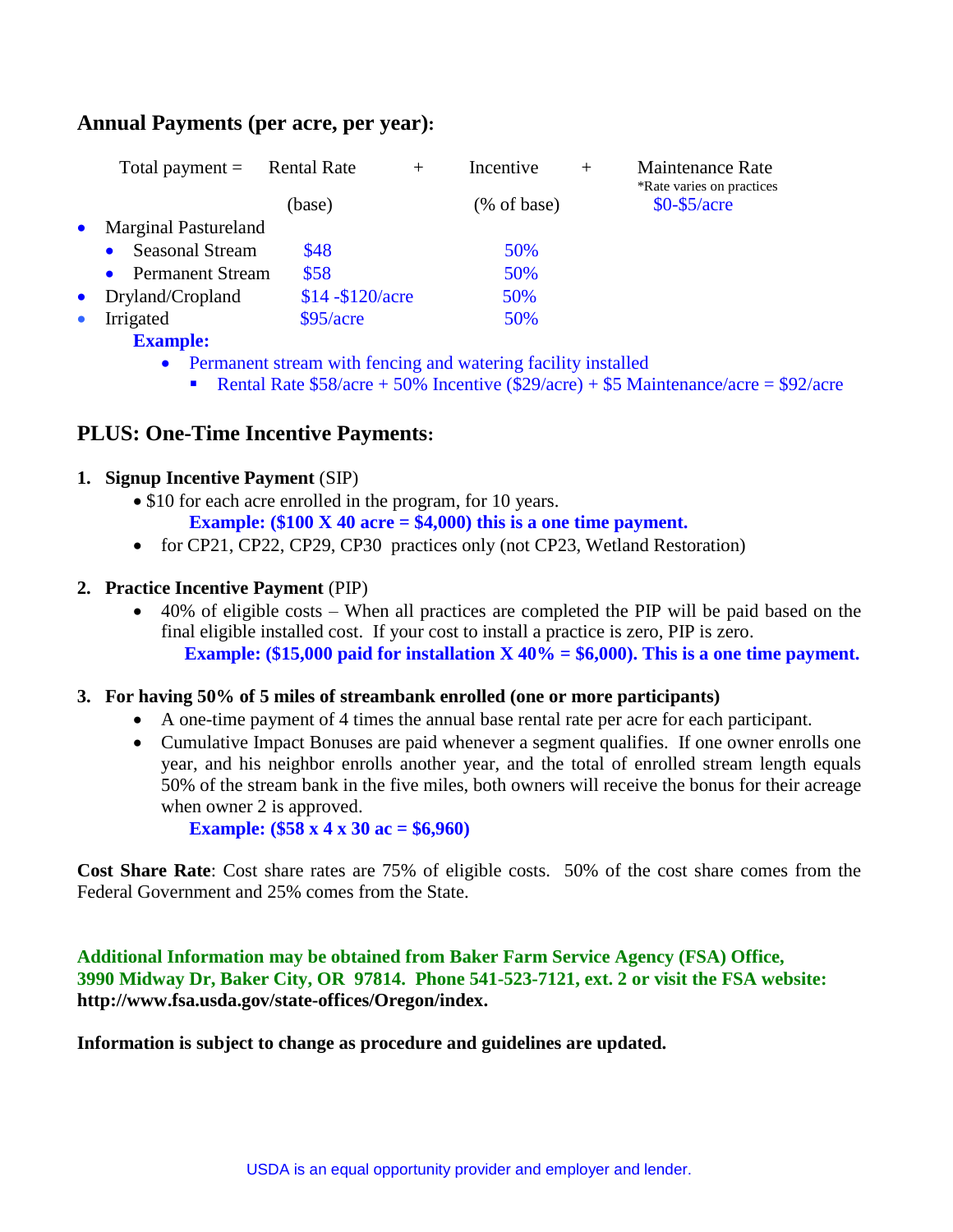## Annual Payments (per acre, per year):

| Total payment = | Rental Rate (base) | + | Incentive (% of base) | + | Maintenance Rate *Rate varies on practices $0-$5/acre |
|---|---|---|---|---|---|
| • Marginal Pastureland | | | | | |
| • Seasonal Stream | $48 | | 50% | | |
| • Permanent Stream | $58 | | 50% | | |
| • Dryland/Cropland | $14 -$120/acre | | 50% | | |
| • Irrigated | $95/acre | | 50% | | |

**Example:**

- Permanent stream with fencing and watering facility installed
  - Rental Rate $58/acre + 50% Incentive ($29/acre) + $5 Maintenance/acre = $92/acre

## PLUS: One-Time Incentive Payments:

1. **Signup Incentive Payment** (SIP)
   - $10 for each acre enrolled in the program, for 10 years.
     **Example: ($100 X 40 acre = $4,000) this is a one time payment.**
   - for CP21, CP22, CP29, CP30 practices only (not CP23, Wetland Restoration)

2. **Practice Incentive Payment** (PIP)
   - 40% of eligible costs – When all practices are completed the PIP will be paid based on the final eligible installed cost. If your cost to install a practice is zero, PIP is zero.
     **Example: ($15,000 paid for installation X 40% = $6,000). This is a one time payment.**

3. **For having 50% of 5 miles of streambank enrolled (one or more participants)**
   - A one-time payment of 4 times the annual base rental rate per acre for each participant.
   - Cumulative Impact Bonuses are paid whenever a segment qualifies. If one owner enrolls one year, and his neighbor enrolls another year, and the total of enrolled stream length equals 50% of the stream bank in the five miles, both owners will receive the bonus for their acreage when owner 2 is approved.
     **Example: ($58 x 4 x 30 ac = $6,960)**

**Cost Share Rate**: Cost share rates are 75% of eligible costs. 50% of the cost share comes from the Federal Government and 25% comes from the State.

**Additional Information may be obtained from Baker Farm Service Agency (FSA) Office, 3990 Midway Dr, Baker City, OR 97814. Phone 541-523-7121, ext. 2 or visit the FSA website: http://www.fsa.usda.gov/state-offices/Oregon/index.**

**Information is subject to change as procedure and guidelines are updated.**

USDA is an equal opportunity provider and employer and lender.